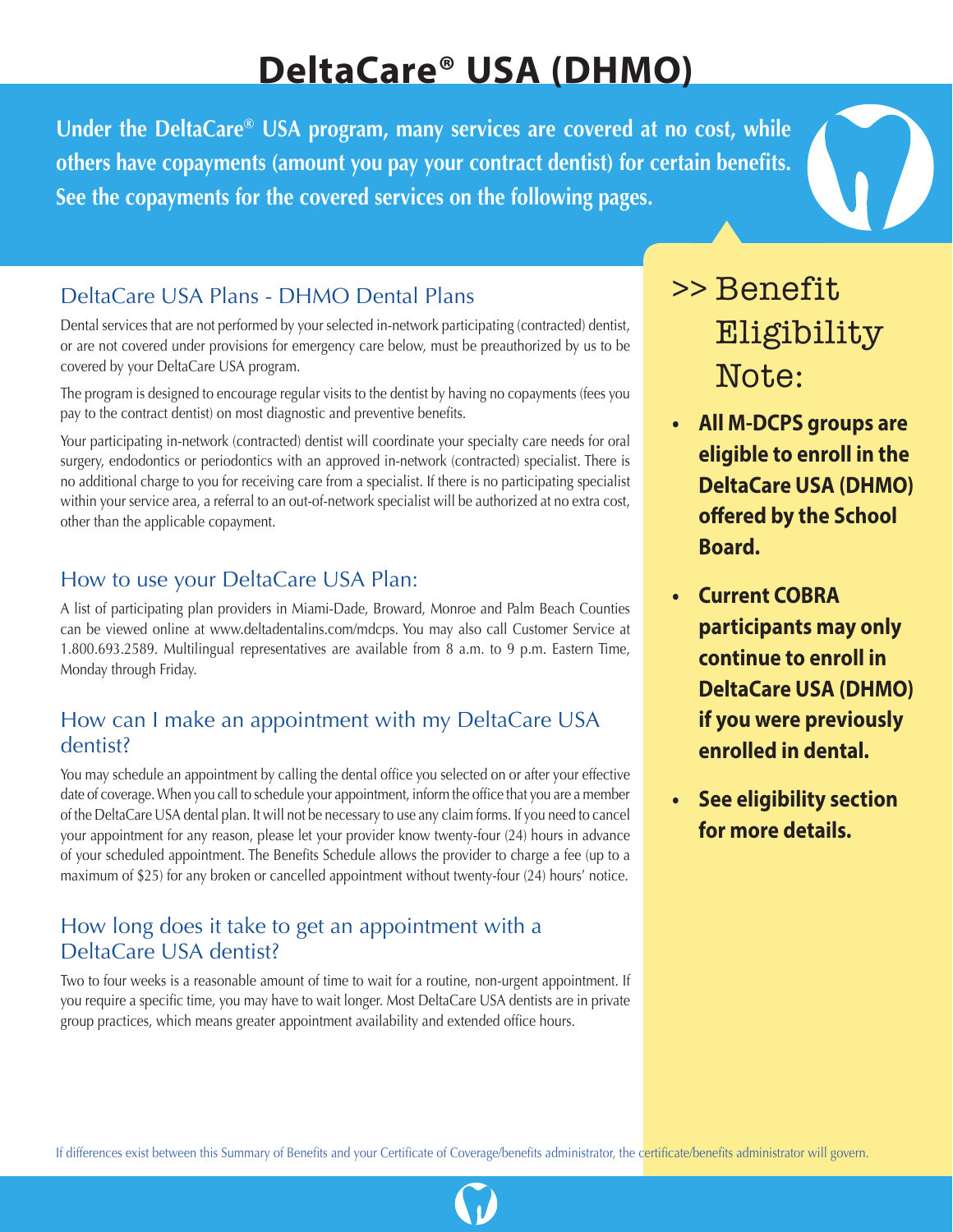# DeltaCare® USA (DHMO)

**Under the DeltaCare® USA program, many services are covered at no cost, while others have copayments (amount you pay your contract dentist) for certain benefits. See the copayments for the covered services on the following pages.**

## DeltaCare USA Plans - DHMO Dental Plans

Dental services that are not performed by your selected in-network participating (contracted) dentist, or are not covered under provisions for emergency care below, must be preauthorized by us to be covered by your DeltaCare USA program.

The program is designed to encourage regular visits to the dentist by having no copayments (fees you pay to the contract dentist) on most diagnostic and preventive benefits.

Your participating in-network (contracted) dentist will coordinate your specialty care needs for oral surgery, endodontics or periodontics with an approved in-network (contracted) specialist. There is no additional charge to you for receiving care from a specialist. If there is no participating specialist within your service area, a referral to an out-of-network specialist will be authorized at no extra cost, other than the applicable copayment.

## How to use your DeltaCare USA Plan:

A list of participating plan providers in Miami-Dade, Broward, Monroe and Palm Beach Counties can be viewed online at www.deltadentalins.com/mdcps. You may also call Customer Service at 1.800.693.2589. Multilingual representatives are available from 8 a.m. to 9 p.m. Eastern Time, Monday through Friday.

## How can I make an appointment with my DeltaCare USA dentist?

You may schedule an appointment by calling the dental office you selected on or after your effective date of coverage. When you call to schedule your appointment, inform the office that you are a member of the DeltaCare USA dental plan. It will not be necessary to use any claim forms. If you need to cancel your appointment for any reason, please let your provider know twenty-four (24) hours in advance of your scheduled appointment. The Benefits Schedule allows the provider to charge a fee (up to a maximum of $25) for any broken or cancelled appointment without twenty-four (24) hours' notice.

## How long does it take to get an appointment with a DeltaCare USA dentist?

Two to four weeks is a reasonable amount of time to wait for a routine, non-urgent appointment. If you require a specific time, you may have to wait longer. Most DeltaCare USA dentists are in private group practices, which means greater appointment availability and extended office hours.

## >> Benefit Eligibility Note:

- **All M-DCPS groups are eligible to enroll in the DeltaCare USA (DHMO) offered by the School Board.**
- **Current COBRA participants may only continue to enroll in DeltaCare USA (DHMO) if you were previously enrolled in dental.**
- **See eligibility section for more details.**

If differences exist between this Summary of Benefits and your Certificate of Coverage/benefits administrator, the certificate/benefits administrator will govern.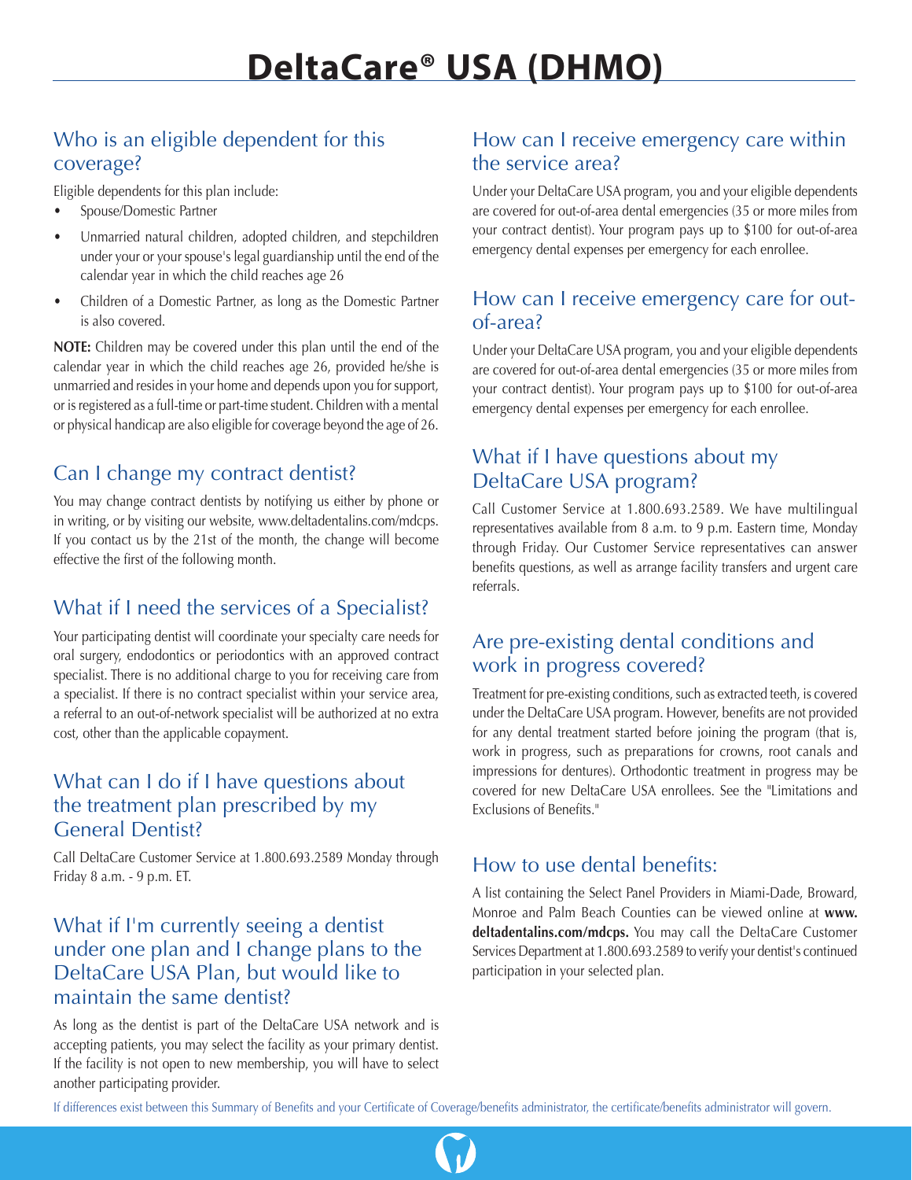# DeltaCare® USA (DHMO)

## Who is an eligible dependent for this coverage?

Eligible dependents for this plan include:

- Spouse/Domestic Partner
- Unmarried natural children, adopted children, and stepchildren under your or your spouse's legal guardianship until the end of the calendar year in which the child reaches age 26
- Children of a Domestic Partner, as long as the Domestic Partner is also covered.

**NOTE:** Children may be covered under this plan until the end of the calendar year in which the child reaches age 26, provided he/she is unmarried and resides in your home and depends upon you for support, or is registered as a full-time or part-time student. Children with a mental or physical handicap are also eligible for coverage beyond the age of 26.

## Can I change my contract dentist?

You may change contract dentists by notifying us either by phone or in writing, or by visiting our website, www.deltadentalins.com/mdcps. If you contact us by the 21st of the month, the change will become effective the first of the following month.

## What if I need the services of a Specialist?

Your participating dentist will coordinate your specialty care needs for oral surgery, endodontics or periodontics with an approved contract specialist. There is no additional charge to you for receiving care from a specialist. If there is no contract specialist within your service area, a referral to an out-of-network specialist will be authorized at no extra cost, other than the applicable copayment.

## What can I do if I have questions about the treatment plan prescribed by my General Dentist?

Call DeltaCare Customer Service at 1.800.693.2589 Monday through Friday 8 a.m. - 9 p.m. ET.

## What if I'm currently seeing a dentist under one plan and I change plans to the DeltaCare USA Plan, but would like to maintain the same dentist?

As long as the dentist is part of the DeltaCare USA network and is accepting patients, you may select the facility as your primary dentist. If the facility is not open to new membership, you will have to select another participating provider.

## How can I receive emergency care within the service area?

Under your DeltaCare USA program, you and your eligible dependents are covered for out-of-area dental emergencies (35 or more miles from your contract dentist). Your program pays up to $100 for out-of-area emergency dental expenses per emergency for each enrollee.

## How can I receive emergency care for out-of-area?

Under your DeltaCare USA program, you and your eligible dependents are covered for out-of-area dental emergencies (35 or more miles from your contract dentist). Your program pays up to $100 for out-of-area emergency dental expenses per emergency for each enrollee.

## What if I have questions about my DeltaCare USA program?

Call Customer Service at 1.800.693.2589. We have multilingual representatives available from 8 a.m. to 9 p.m. Eastern time, Monday through Friday. Our Customer Service representatives can answer benefits questions, as well as arrange facility transfers and urgent care referrals.

## Are pre-existing dental conditions and work in progress covered?

Treatment for pre-existing conditions, such as extracted teeth, is covered under the DeltaCare USA program. However, benefits are not provided for any dental treatment started before joining the program (that is, work in progress, such as preparations for crowns, root canals and impressions for dentures). Orthodontic treatment in progress may be covered for new DeltaCare USA enrollees. See the "Limitations and Exclusions of Benefits."

## How to use dental benefits:

A list containing the Select Panel Providers in Miami-Dade, Broward, Monroe and Palm Beach Counties can be viewed online at **www.deltadentalins.com/mdcps.** You may call the DeltaCare Customer Services Department at 1.800.693.2589 to verify your dentist's continued participation in your selected plan.

If differences exist between this Summary of Benefits and your Certificate of Coverage/benefits administrator, the certificate/benefits administrator will govern.